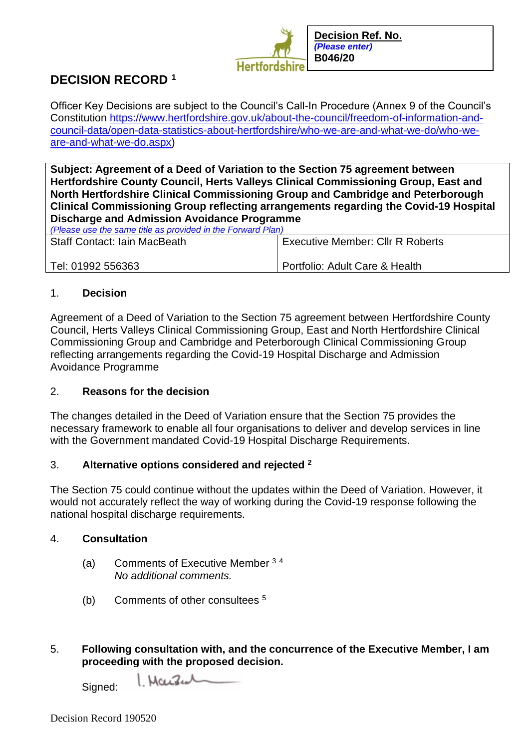| **Decision Ref. No.** *(Please enter)* **B046/20** |
|---|

# DECISION RECORD [1]

Officer Key Decisions are subject to the Council's Call-In Procedure (Annex 9 of the Council's Constitution https://www.hertfordshire.gov.uk/about-the-council/freedom-of-information-and-council-data/open-data-statistics-about-hertfordshire/who-we-are-and-what-we-do/who-we-are-and-what-we-do.aspx)

| **Subject: Agreement of a Deed of Variation to the Section 75 agreement between Hertfordshire County Council, Herts Valleys Clinical Commissioning Group, East and North Hertfordshire Clinical Commissioning Group and Cambridge and Peterborough Clinical Commissioning Group reflecting arrangements regarding the Covid-19 Hospital Discharge and Admission Avoidance Programme** *(Please use the same title as provided in the Forward Plan)* | |
|---|---|
| Staff Contact: Iain MacBeath | Executive Member: Cllr R Roberts |
| Tel: 01992 556363 | Portfolio: Adult Care & Health |

## 1. Decision

Agreement of a Deed of Variation to the Section 75 agreement between Hertfordshire County Council, Herts Valleys Clinical Commissioning Group, East and North Hertfordshire Clinical Commissioning Group and Cambridge and Peterborough Clinical Commissioning Group reflecting arrangements regarding the Covid-19 Hospital Discharge and Admission Avoidance Programme

## 2. Reasons for the decision

The changes detailed in the Deed of Variation ensure that the Section 75 provides the necessary framework to enable all four organisations to deliver and develop services in line with the Government mandated Covid-19 Hospital Discharge Requirements.

## 3. Alternative options considered and rejected [2]

The Section 75 could continue without the updates within the Deed of Variation. However, it would not accurately reflect the way of working during the Covid-19 response following the national hospital discharge requirements.

## 4. Consultation

(a) Comments of Executive Member [3] [4]
*No additional comments.*

(b) Comments of other consultees [5]

## 5. Following consultation with, and the concurrence of the Executive Member, I am proceeding with the proposed decision.

Signed: I. MacBeath

Decision Record 190520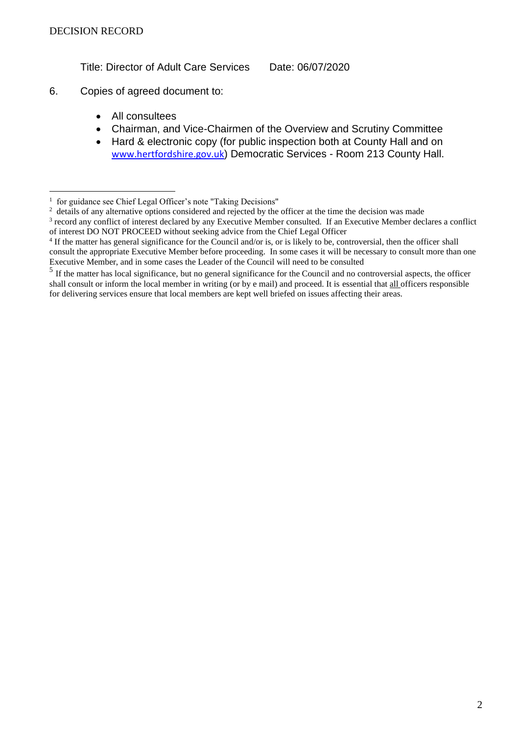DECISION RECORD

Title: Director of Adult Care Services Date: 06/07/2020

6. Copies of agreed document to:

- All consultees
- Chairman, and Vice-Chairmen of the Overview and Scrutiny Committee
- Hard & electronic copy (for public inspection both at County Hall and on www.hertfordshire.gov.uk) Democratic Services - Room 213 County Hall.

---

[1] for guidance see Chief Legal Officer's note "Taking Decisions"

[2] details of any alternative options considered and rejected by the officer at the time the decision was made

[3] record any conflict of interest declared by any Executive Member consulted. If an Executive Member declares a conflict of interest DO NOT PROCEED without seeking advice from the Chief Legal Officer

[4] If the matter has general significance for the Council and/or is, or is likely to be, controversial, then the officer shall consult the appropriate Executive Member before proceeding. In some cases it will be necessary to consult more than one Executive Member, and in some cases the Leader of the Council will need to be consulted

[5] If the matter has local significance, but no general significance for the Council and no controversial aspects, the officer shall consult or inform the local member in writing (or by e mail) and proceed. It is essential that all officers responsible for delivering services ensure that local members are kept well briefed on issues affecting their areas.